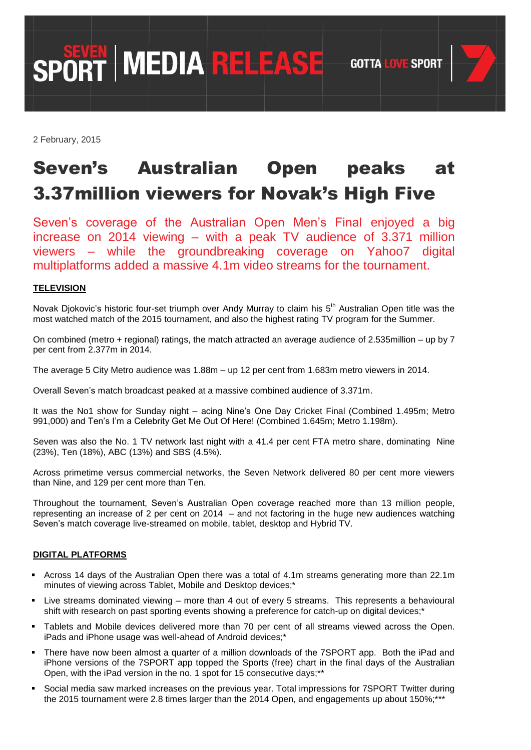SEVEN SPORT | MEDIA RELEASE

GOTTA LOVE SPORT

2 February, 2015

# Seven's Australian Open peaks at 3.37million viewers for Novak's High Five

Seven's coverage of the Australian Open Men's Final enjoyed a big increase on 2014 viewing – with a peak TV audience of 3.371 million viewers – while the groundbreaking coverage on Yahoo7 digital multiplatforms added a massive 4.1m video streams for the tournament.

## TELEVISION

Novak Djokovic's historic four-set triumph over Andy Murray to claim his 5th Australian Open title was the most watched match of the 2015 tournament, and also the highest rating TV program for the Summer.

On combined (metro + regional) ratings, the match attracted an average audience of 2.535million – up by 7 per cent from 2.377m in 2014.

The average 5 City Metro audience was 1.88m – up 12 per cent from 1.683m metro viewers in 2014.

Overall Seven's match broadcast peaked at a massive combined audience of 3.371m.

It was the No1 show for Sunday night – acing Nine's One Day Cricket Final (Combined 1.495m; Metro 991,000) and Ten's I'm a Celebrity Get Me Out Of Here! (Combined 1.645m; Metro 1.198m).

Seven was also the No. 1 TV network last night with a 41.4 per cent FTA metro share, dominating Nine (23%), Ten (18%), ABC (13%) and SBS (4.5%).

Across primetime versus commercial networks, the Seven Network delivered 80 per cent more viewers than Nine, and 129 per cent more than Ten.

Throughout the tournament, Seven's Australian Open coverage reached more than 13 million people, representing an increase of 2 per cent on 2014 – and not factoring in the huge new audiences watching Seven's match coverage live-streamed on mobile, tablet, desktop and Hybrid TV.

## DIGITAL PLATFORMS

- Across 14 days of the Australian Open there was a total of 4.1m streams generating more than 22.1m minutes of viewing across Tablet, Mobile and Desktop devices;*
- Live streams dominated viewing – more than 4 out of every 5 streams. This represents a behavioural shift with research on past sporting events showing a preference for catch-up on digital devices;*
- Tablets and Mobile devices delivered more than 70 per cent of all streams viewed across the Open. iPads and iPhone usage was well-ahead of Android devices;*
- There have now been almost a quarter of a million downloads of the 7SPORT app. Both the iPad and iPhone versions of the 7SPORT app topped the Sports (free) chart in the final days of the Australian Open, with the iPad version in the no. 1 spot for 15 consecutive days;**
- Social media saw marked increases on the previous year. Total impressions for 7SPORT Twitter during the 2015 tournament were 2.8 times larger than the 2014 Open, and engagements up about 150%;***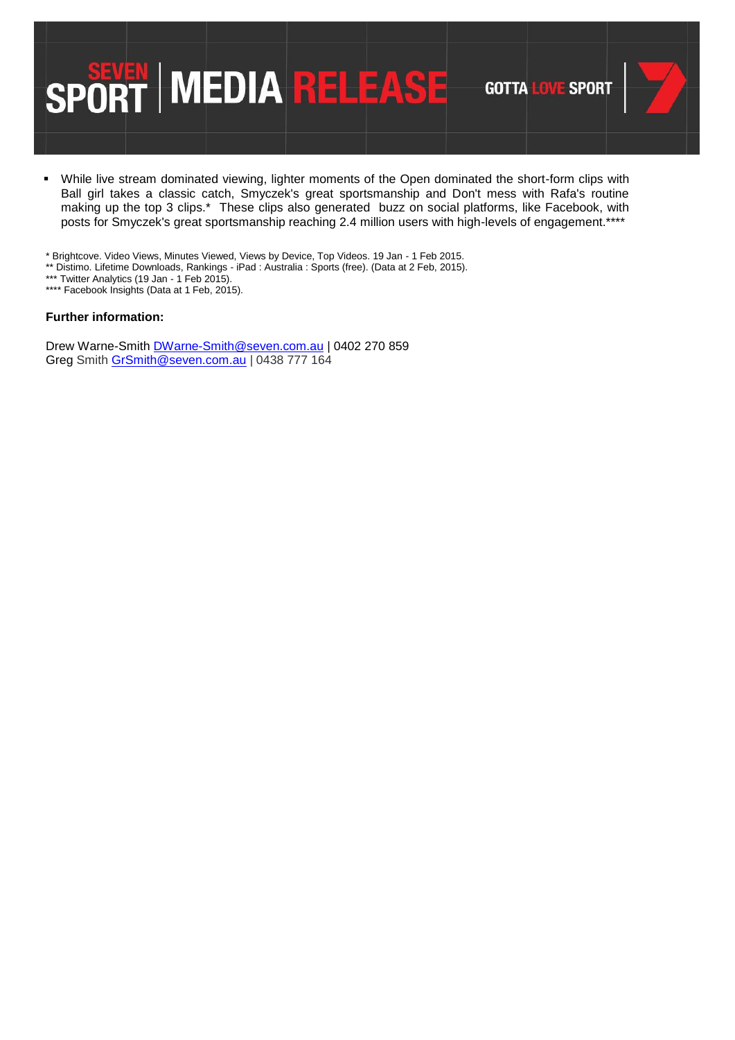- While live stream dominated viewing, lighter moments of the Open dominated the short-form clips with Ball girl takes a classic catch, Smyczek's great sportsmanship and Don't mess with Rafa's routine making up the top 3 clips.* These clips also generated buzz on social platforms, like Facebook, with posts for Smyczek's great sportsmanship reaching 2.4 million users with high-levels of engagement.****

* Brightcove. Video Views, Minutes Viewed, Views by Device, Top Videos. 19 Jan - 1 Feb 2015.
** Distimo. Lifetime Downloads, Rankings - iPad : Australia : Sports (free). (Data at 2 Feb, 2015).
*** Twitter Analytics (19 Jan - 1 Feb 2015).
**** Facebook Insights (Data at 1 Feb, 2015).

**Further information:**

Drew Warne-Smith DWarne-Smith@seven.com.au | 0402 270 859
Greg Smith GrSmith@seven.com.au | 0438 777 164